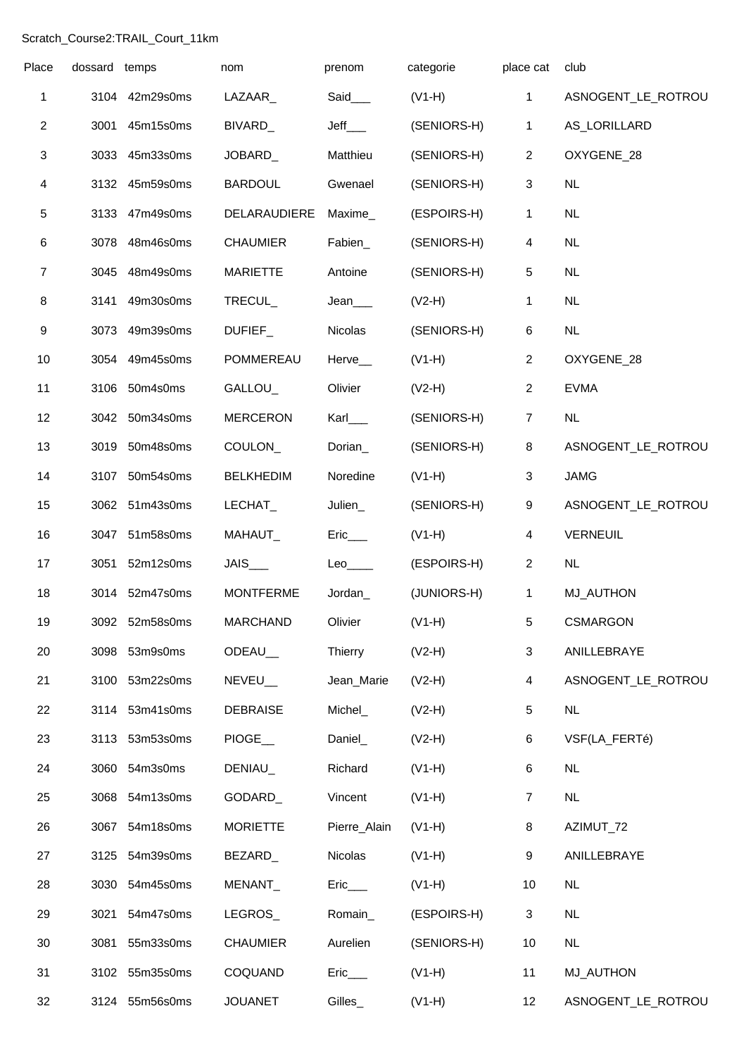Scratch_Course2:TRAIL_Court_11km

| Place | dossard | temps | nom | prenom | categorie | place cat | club |
|---|---|---|---|---|---|---|---|
| 1 | 3104 | 42m29s0ms | LAZAAR_ | Said___ | (V1-H) | 1 | ASNOGENT_LE_ROTROU |
| 2 | 3001 | 45m15s0ms | BIVARD_ | Jeff___ | (SENIORS-H) | 1 | AS_LORILLARD |
| 3 | 3033 | 45m33s0ms | JOBARD_ | Matthieu | (SENIORS-H) | 2 | OXYGENE_28 |
| 4 | 3132 | 45m59s0ms | BARDOUL | Gwenael | (SENIORS-H) | 3 | NL |
| 5 | 3133 | 47m49s0ms | DELARAUDIERE | Maxime_ | (ESPOIRS-H) | 1 | NL |
| 6 | 3078 | 48m46s0ms | CHAUMIER | Fabien_ | (SENIORS-H) | 4 | NL |
| 7 | 3045 | 48m49s0ms | MARIETTE | Antoine | (SENIORS-H) | 5 | NL |
| 8 | 3141 | 49m30s0ms | TRECUL_ | Jean___ | (V2-H) | 1 | NL |
| 9 | 3073 | 49m39s0ms | DUFIEF_ | Nicolas | (SENIORS-H) | 6 | NL |
| 10 | 3054 | 49m45s0ms | POMMEREAU | Herve__ | (V1-H) | 2 | OXYGENE_28 |
| 11 | 3106 | 50m4s0ms | GALLOU_ | Olivier | (V2-H) | 2 | EVMA |
| 12 | 3042 | 50m34s0ms | MERCERON | Karl___ | (SENIORS-H) | 7 | NL |
| 13 | 3019 | 50m48s0ms | COULON_ | Dorian_ | (SENIORS-H) | 8 | ASNOGENT_LE_ROTROU |
| 14 | 3107 | 50m54s0ms | BELKHEDIM | Noredine | (V1-H) | 3 | JAMG |
| 15 | 3062 | 51m43s0ms | LECHAT_ | Julien_ | (SENIORS-H) | 9 | ASNOGENT_LE_ROTROU |
| 16 | 3047 | 51m58s0ms | MAHAUT_ | Eric___ | (V1-H) | 4 | VERNEUIL |
| 17 | 3051 | 52m12s0ms | JAIS___ | Leo____ | (ESPOIRS-H) | 2 | NL |
| 18 | 3014 | 52m47s0ms | MONTFERME | Jordan_ | (JUNIORS-H) | 1 | MJ_AUTHON |
| 19 | 3092 | 52m58s0ms | MARCHAND | Olivier | (V1-H) | 5 | CSMARGON |
| 20 | 3098 | 53m9s0ms | ODEAU__ | Thierry | (V2-H) | 3 | ANILLEBRAYE |
| 21 | 3100 | 53m22s0ms | NEVEU__ | Jean_Marie | (V2-H) | 4 | ASNOGENT_LE_ROTROU |
| 22 | 3114 | 53m41s0ms | DEBRAISE | Michel_ | (V2-H) | 5 | NL |
| 23 | 3113 | 53m53s0ms | PIOGE__ | Daniel_ | (V2-H) | 6 | VSF(LA_FERTé) |
| 24 | 3060 | 54m3s0ms | DENIAU_ | Richard | (V1-H) | 6 | NL |
| 25 | 3068 | 54m13s0ms | GODARD_ | Vincent | (V1-H) | 7 | NL |
| 26 | 3067 | 54m18s0ms | MORIETTE | Pierre_Alain | (V1-H) | 8 | AZIMUT_72 |
| 27 | 3125 | 54m39s0ms | BEZARD_ | Nicolas | (V1-H) | 9 | ANILLEBRAYE |
| 28 | 3030 | 54m45s0ms | MENANT_ | Eric___ | (V1-H) | 10 | NL |
| 29 | 3021 | 54m47s0ms | LEGROS_ | Romain_ | (ESPOIRS-H) | 3 | NL |
| 30 | 3081 | 55m33s0ms | CHAUMIER | Aurelien | (SENIORS-H) | 10 | NL |
| 31 | 3102 | 55m35s0ms | COQUAND | Eric___ | (V1-H) | 11 | MJ_AUTHON |
| 32 | 3124 | 55m56s0ms | JOUANET | Gilles_ | (V1-H) | 12 | ASNOGENT_LE_ROTROU |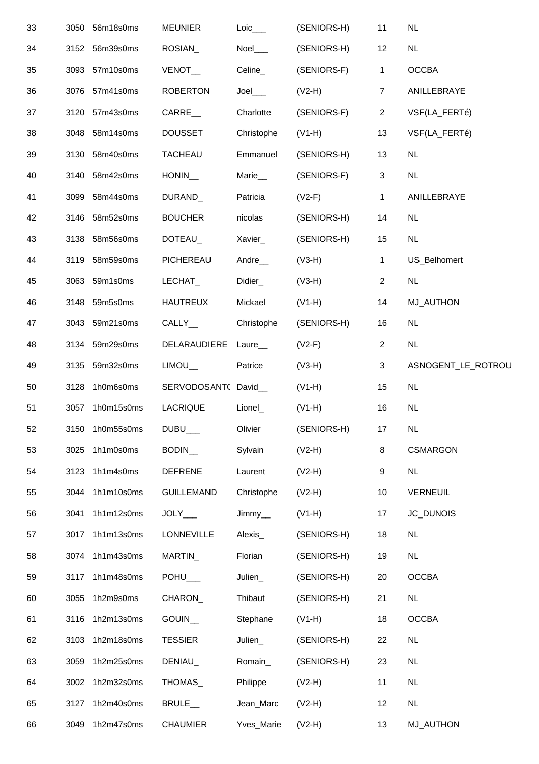| | | | | | | | |
|---|---|---|---|---|---|---|---|
| 33 | 3050 | 56m18s0ms | MEUNIER | Loic___ | (SENIORS-H) | 11 | NL |
| 34 | 3152 | 56m39s0ms | ROSIAN_ | Noel___ | (SENIORS-H) | 12 | NL |
| 35 | 3093 | 57m10s0ms | VENOT__ | Celine_ | (SENIORS-F) | 1 | OCCBA |
| 36 | 3076 | 57m41s0ms | ROBERTON | Joel___ | (V2-H) | 7 | ANILLEBRAYE |
| 37 | 3120 | 57m43s0ms | CARRE__ | Charlotte | (SENIORS-F) | 2 | VSF(LA_FERTé) |
| 38 | 3048 | 58m14s0ms | DOUSSET | Christophe | (V1-H) | 13 | VSF(LA_FERTé) |
| 39 | 3130 | 58m40s0ms | TACHEAU | Emmanuel | (SENIORS-H) | 13 | NL |
| 40 | 3140 | 58m42s0ms | HONIN__ | Marie__ | (SENIORS-F) | 3 | NL |
| 41 | 3099 | 58m44s0ms | DURAND_ | Patricia | (V2-F) | 1 | ANILLEBRAYE |
| 42 | 3146 | 58m52s0ms | BOUCHER | nicolas | (SENIORS-H) | 14 | NL |
| 43 | 3138 | 58m56s0ms | DOTEAU_ | Xavier_ | (SENIORS-H) | 15 | NL |
| 44 | 3119 | 58m59s0ms | PICHEREAU | Andre__ | (V3-H) | 1 | US_Belhomert |
| 45 | 3063 | 59m1s0ms | LECHAT_ | Didier_ | (V3-H) | 2 | NL |
| 46 | 3148 | 59m5s0ms | HAUTREUX | Mickael | (V1-H) | 14 | MJ_AUTHON |
| 47 | 3043 | 59m21s0ms | CALLY__ | Christophe | (SENIORS-H) | 16 | NL |
| 48 | 3134 | 59m29s0ms | DELARAUDIERE | Laure__ | (V2-F) | 2 | NL |
| 49 | 3135 | 59m32s0ms | LIMOU__ | Patrice | (V3-H) | 3 | ASNOGENT_LE_ROTROU |
| 50 | 3128 | 1h0m6s0ms | SERVODOSANTO | David__ | (V1-H) | 15 | NL |
| 51 | 3057 | 1h0m15s0ms | LACRIQUE | Lionel_ | (V1-H) | 16 | NL |
| 52 | 3150 | 1h0m55s0ms | DUBU___ | Olivier | (SENIORS-H) | 17 | NL |
| 53 | 3025 | 1h1m0s0ms | BODIN__ | Sylvain | (V2-H) | 8 | CSMARGON |
| 54 | 3123 | 1h1m4s0ms | DEFRENE | Laurent | (V2-H) | 9 | NL |
| 55 | 3044 | 1h1m10s0ms | GUILLEMAND | Christophe | (V2-H) | 10 | VERNEUIL |
| 56 | 3041 | 1h1m12s0ms | JOLY___ | Jimmy__ | (V1-H) | 17 | JC_DUNOIS |
| 57 | 3017 | 1h1m13s0ms | LONNEVILLE | Alexis_ | (SENIORS-H) | 18 | NL |
| 58 | 3074 | 1h1m43s0ms | MARTIN_ | Florian | (SENIORS-H) | 19 | NL |
| 59 | 3117 | 1h1m48s0ms | POHU___ | Julien_ | (SENIORS-H) | 20 | OCCBA |
| 60 | 3055 | 1h2m9s0ms | CHARON_ | Thibaut | (SENIORS-H) | 21 | NL |
| 61 | 3116 | 1h2m13s0ms | GOUIN__ | Stephane | (V1-H) | 18 | OCCBA |
| 62 | 3103 | 1h2m18s0ms | TESSIER | Julien_ | (SENIORS-H) | 22 | NL |
| 63 | 3059 | 1h2m25s0ms | DENIAU_ | Romain_ | (SENIORS-H) | 23 | NL |
| 64 | 3002 | 1h2m32s0ms | THOMAS_ | Philippe | (V2-H) | 11 | NL |
| 65 | 3127 | 1h2m40s0ms | BRULE__ | Jean_Marc | (V2-H) | 12 | NL |
| 66 | 3049 | 1h2m47s0ms | CHAUMIER | Yves_Marie | (V2-H) | 13 | MJ_AUTHON |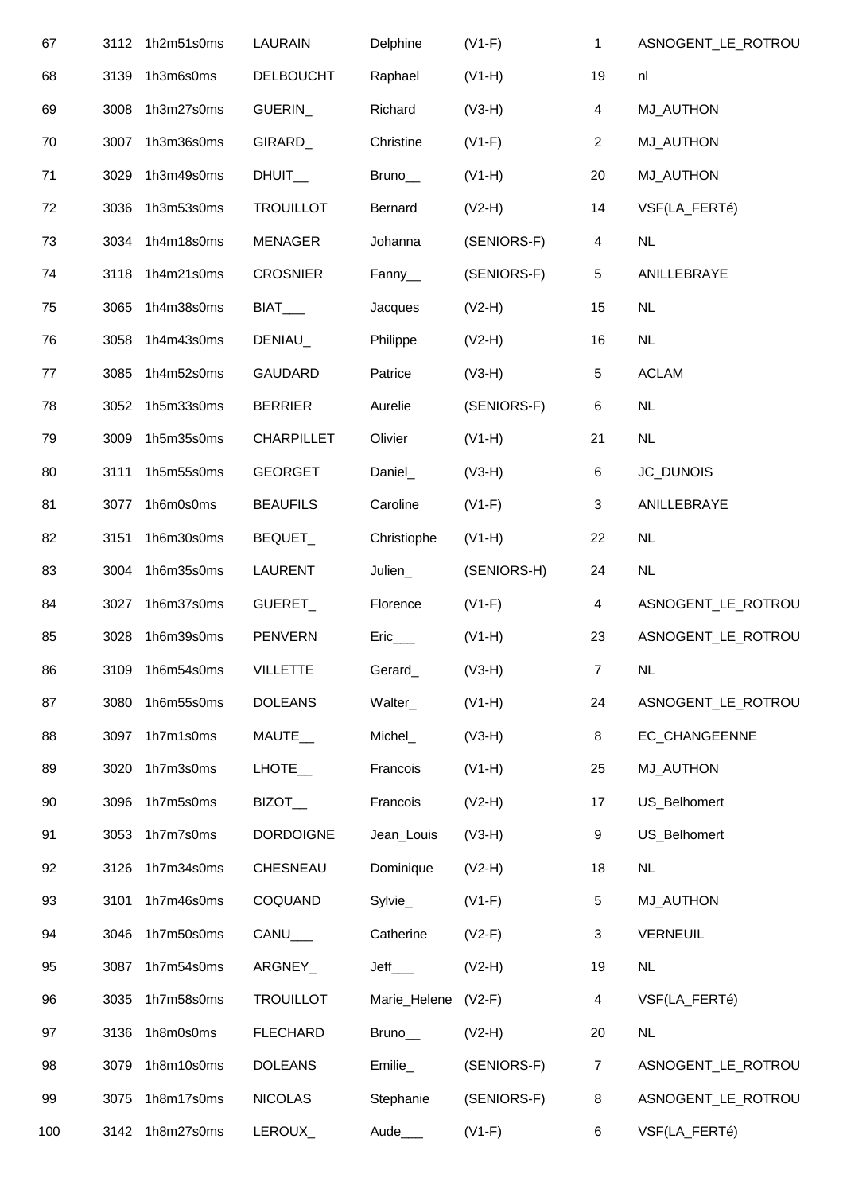| | | | | | | | |
|---|---|---|---|---|---|---|---|
| 67 | 3112 | 1h2m51s0ms | LAURAIN | Delphine | (V1-F) | 1 | ASNOGENT_LE_ROTROU |
| 68 | 3139 | 1h3m6s0ms | DELBOUCHT | Raphael | (V1-H) | 19 | nl |
| 69 | 3008 | 1h3m27s0ms | GUERIN_ | Richard | (V3-H) | 4 | MJ_AUTHON |
| 70 | 3007 | 1h3m36s0ms | GIRARD_ | Christine | (V1-F) | 2 | MJ_AUTHON |
| 71 | 3029 | 1h3m49s0ms | DHUIT__ | Bruno__ | (V1-H) | 20 | MJ_AUTHON |
| 72 | 3036 | 1h3m53s0ms | TROUILLOT | Bernard | (V2-H) | 14 | VSF(LA_FERTé) |
| 73 | 3034 | 1h4m18s0ms | MENAGER | Johanna | (SENIORS-F) | 4 | NL |
| 74 | 3118 | 1h4m21s0ms | CROSNIER | Fanny__ | (SENIORS-F) | 5 | ANILLEBRAYE |
| 75 | 3065 | 1h4m38s0ms | BIAT___ | Jacques | (V2-H) | 15 | NL |
| 76 | 3058 | 1h4m43s0ms | DENIAU_ | Philippe | (V2-H) | 16 | NL |
| 77 | 3085 | 1h4m52s0ms | GAUDARD | Patrice | (V3-H) | 5 | ACLAM |
| 78 | 3052 | 1h5m33s0ms | BERRIER | Aurelie | (SENIORS-F) | 6 | NL |
| 79 | 3009 | 1h5m35s0ms | CHARPILLET | Olivier | (V1-H) | 21 | NL |
| 80 | 3111 | 1h5m55s0ms | GEORGET | Daniel_ | (V3-H) | 6 | JC_DUNOIS |
| 81 | 3077 | 1h6m0s0ms | BEAUFILS | Caroline | (V1-F) | 3 | ANILLEBRAYE |
| 82 | 3151 | 1h6m30s0ms | BEQUET_ | Christiophe | (V1-H) | 22 | NL |
| 83 | 3004 | 1h6m35s0ms | LAURENT | Julien_ | (SENIORS-H) | 24 | NL |
| 84 | 3027 | 1h6m37s0ms | GUERET_ | Florence | (V1-F) | 4 | ASNOGENT_LE_ROTROU |
| 85 | 3028 | 1h6m39s0ms | PENVERN | Eric___ | (V1-H) | 23 | ASNOGENT_LE_ROTROU |
| 86 | 3109 | 1h6m54s0ms | VILLETTE | Gerard_ | (V3-H) | 7 | NL |
| 87 | 3080 | 1h6m55s0ms | DOLEANS | Walter_ | (V1-H) | 24 | ASNOGENT_LE_ROTROU |
| 88 | 3097 | 1h7m1s0ms | MAUTE__ | Michel_ | (V3-H) | 8 | EC_CHANGEENNE |
| 89 | 3020 | 1h7m3s0ms | LHOTE__ | Francois | (V1-H) | 25 | MJ_AUTHON |
| 90 | 3096 | 1h7m5s0ms | BIZOT__ | Francois | (V2-H) | 17 | US_Belhomert |
| 91 | 3053 | 1h7m7s0ms | DORDOIGNE | Jean_Louis | (V3-H) | 9 | US_Belhomert |
| 92 | 3126 | 1h7m34s0ms | CHESNEAU | Dominique | (V2-H) | 18 | NL |
| 93 | 3101 | 1h7m46s0ms | COQUAND | Sylvie_ | (V1-F) | 5 | MJ_AUTHON |
| 94 | 3046 | 1h7m50s0ms | CANU___ | Catherine | (V2-F) | 3 | VERNEUIL |
| 95 | 3087 | 1h7m54s0ms | ARGNEY_ | Jeff___ | (V2-H) | 19 | NL |
| 96 | 3035 | 1h7m58s0ms | TROUILLOT | Marie_Helene | (V2-F) | 4 | VSF(LA_FERTé) |
| 97 | 3136 | 1h8m0s0ms | FLECHARD | Bruno__ | (V2-H) | 20 | NL |
| 98 | 3079 | 1h8m10s0ms | DOLEANS | Emilie_ | (SENIORS-F) | 7 | ASNOGENT_LE_ROTROU |
| 99 | 3075 | 1h8m17s0ms | NICOLAS | Stephanie | (SENIORS-F) | 8 | ASNOGENT_LE_ROTROU |
| 100 | 3142 | 1h8m27s0ms | LEROUX_ | Aude___ | (V1-F) | 6 | VSF(LA_FERTé) |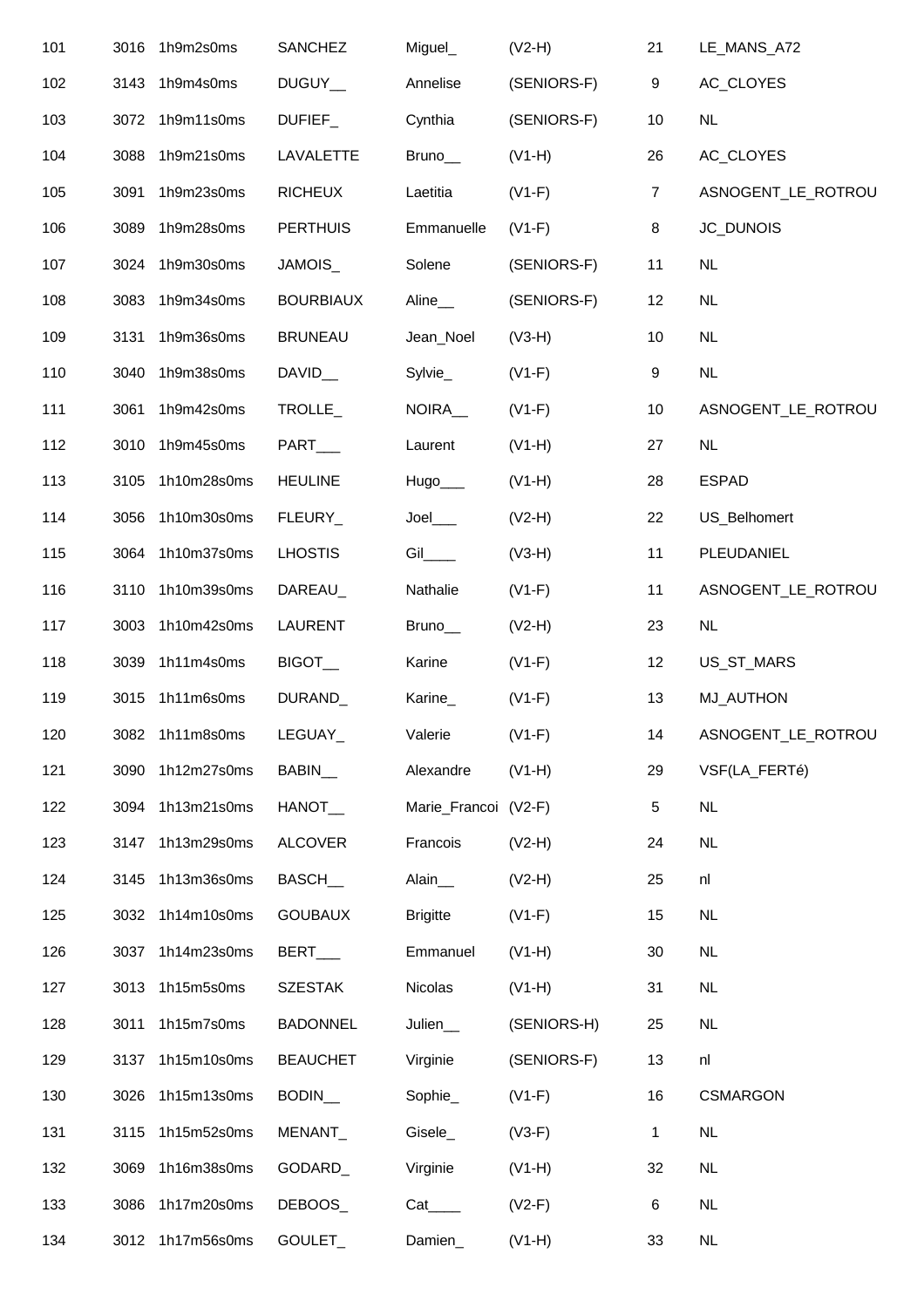| | | | | | | | |
|---|---|---|---|---|---|---|---|
| 101 | 3016 | 1h9m2s0ms | SANCHEZ | Miguel_ | (V2-H) | 21 | LE_MANS_A72 |
| 102 | 3143 | 1h9m4s0ms | DUGUY__ | Annelise | (SENIORS-F) | 9 | AC_CLOYES |
| 103 | 3072 | 1h9m11s0ms | DUFIEF_ | Cynthia | (SENIORS-F) | 10 | NL |
| 104 | 3088 | 1h9m21s0ms | LAVALETTE | Bruno__ | (V1-H) | 26 | AC_CLOYES |
| 105 | 3091 | 1h9m23s0ms | RICHEUX | Laetitia | (V1-F) | 7 | ASNOGENT_LE_ROTROU |
| 106 | 3089 | 1h9m28s0ms | PERTHUIS | Emmanuelle | (V1-F) | 8 | JC_DUNOIS |
| 107 | 3024 | 1h9m30s0ms | JAMOIS_ | Solene | (SENIORS-F) | 11 | NL |
| 108 | 3083 | 1h9m34s0ms | BOURBIAUX | Aline__ | (SENIORS-F) | 12 | NL |
| 109 | 3131 | 1h9m36s0ms | BRUNEAU | Jean_Noel | (V3-H) | 10 | NL |
| 110 | 3040 | 1h9m38s0ms | DAVID__ | Sylvie_ | (V1-F) | 9 | NL |
| 111 | 3061 | 1h9m42s0ms | TROLLE_ | NOIRA__ | (V1-F) | 10 | ASNOGENT_LE_ROTROU |
| 112 | 3010 | 1h9m45s0ms | PART___ | Laurent | (V1-H) | 27 | NL |
| 113 | 3105 | 1h10m28s0ms | HEULINE | Hugo___ | (V1-H) | 28 | ESPAD |
| 114 | 3056 | 1h10m30s0ms | FLEURY_ | Joel___ | (V2-H) | 22 | US_Belhomert |
| 115 | 3064 | 1h10m37s0ms | LHOSTIS | Gil____ | (V3-H) | 11 | PLEUDANIEL |
| 116 | 3110 | 1h10m39s0ms | DAREAU_ | Nathalie | (V1-F) | 11 | ASNOGENT_LE_ROTROU |
| 117 | 3003 | 1h10m42s0ms | LAURENT | Bruno__ | (V2-H) | 23 | NL |
| 118 | 3039 | 1h11m4s0ms | BIGOT__ | Karine | (V1-F) | 12 | US_ST_MARS |
| 119 | 3015 | 1h11m6s0ms | DURAND_ | Karine_ | (V1-F) | 13 | MJ_AUTHON |
| 120 | 3082 | 1h11m8s0ms | LEGUAY_ | Valerie | (V1-F) | 14 | ASNOGENT_LE_ROTROU |
| 121 | 3090 | 1h12m27s0ms | BABIN__ | Alexandre | (V1-H) | 29 | VSF(LA_FERTé) |
| 122 | 3094 | 1h13m21s0ms | HANOT__ | Marie_Francoi | (V2-F) | 5 | NL |
| 123 | 3147 | 1h13m29s0ms | ALCOVER | Francois | (V2-H) | 24 | NL |
| 124 | 3145 | 1h13m36s0ms | BASCH__ | Alain__ | (V2-H) | 25 | nl |
| 125 | 3032 | 1h14m10s0ms | GOUBAUX | Brigitte | (V1-F) | 15 | NL |
| 126 | 3037 | 1h14m23s0ms | BERT___ | Emmanuel | (V1-H) | 30 | NL |
| 127 | 3013 | 1h15m5s0ms | SZESTAK | Nicolas | (V1-H) | 31 | NL |
| 128 | 3011 | 1h15m7s0ms | BADONNEL | Julien__ | (SENIORS-H) | 25 | NL |
| 129 | 3137 | 1h15m10s0ms | BEAUCHET | Virginie | (SENIORS-F) | 13 | nl |
| 130 | 3026 | 1h15m13s0ms | BODIN__ | Sophie_ | (V1-F) | 16 | CSMARGON |
| 131 | 3115 | 1h15m52s0ms | MENANT_ | Gisele_ | (V3-F) | 1 | NL |
| 132 | 3069 | 1h16m38s0ms | GODARD_ | Virginie | (V1-H) | 32 | NL |
| 133 | 3086 | 1h17m20s0ms | DEBOOS_ | Cat____ | (V2-F) | 6 | NL |
| 134 | 3012 | 1h17m56s0ms | GOULET_ | Damien_ | (V1-H) | 33 | NL |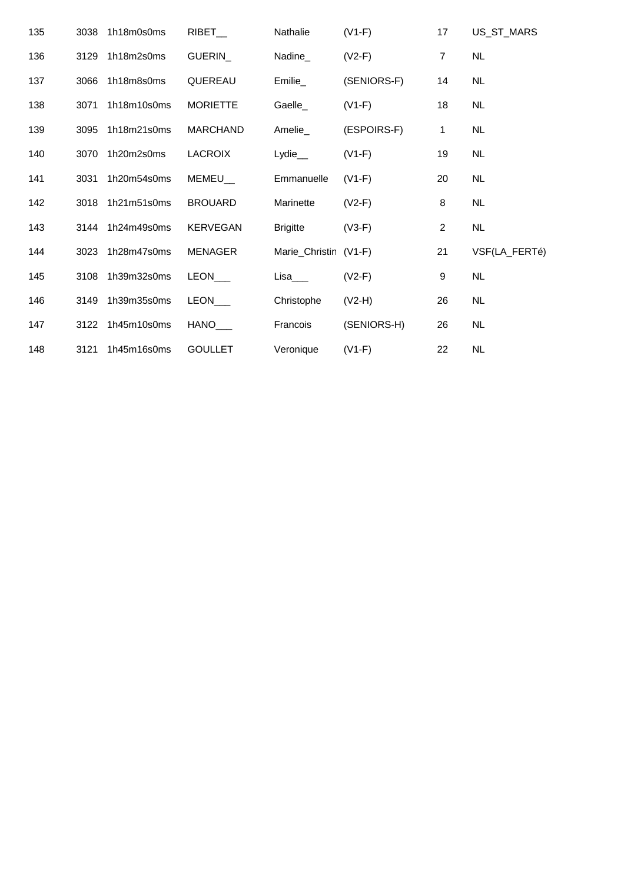| | | | | | | | |
|---|---|---|---|---|---|---|---|
| 135 | 3038 | 1h18m0s0ms | RIBET__ | Nathalie | (V1-F) | 17 | US_ST_MARS |
| 136 | 3129 | 1h18m2s0ms | GUERIN_ | Nadine_ | (V2-F) | 7 | NL |
| 137 | 3066 | 1h18m8s0ms | QUEREAU | Emilie_ | (SENIORS-F) | 14 | NL |
| 138 | 3071 | 1h18m10s0ms | MORIETTE | Gaelle_ | (V1-F) | 18 | NL |
| 139 | 3095 | 1h18m21s0ms | MARCHAND | Amelie_ | (ESPOIRS-F) | 1 | NL |
| 140 | 3070 | 1h20m2s0ms | LACROIX | Lydie__ | (V1-F) | 19 | NL |
| 141 | 3031 | 1h20m54s0ms | MEMEU__ | Emmanuelle | (V1-F) | 20 | NL |
| 142 | 3018 | 1h21m51s0ms | BROUARD | Marinette | (V2-F) | 8 | NL |
| 143 | 3144 | 1h24m49s0ms | KERVEGAN | Brigitte | (V3-F) | 2 | NL |
| 144 | 3023 | 1h28m47s0ms | MENAGER | Marie_Christin | (V1-F) | 21 | VSF(LA_FERTé) |
| 145 | 3108 | 1h39m32s0ms | LEON___ | Lisa___ | (V2-F) | 9 | NL |
| 146 | 3149 | 1h39m35s0ms | LEON___ | Christophe | (V2-H) | 26 | NL |
| 147 | 3122 | 1h45m10s0ms | HANO___ | Francois | (SENIORS-H) | 26 | NL |
| 148 | 3121 | 1h45m16s0ms | GOULLET | Veronique | (V1-F) | 22 | NL |